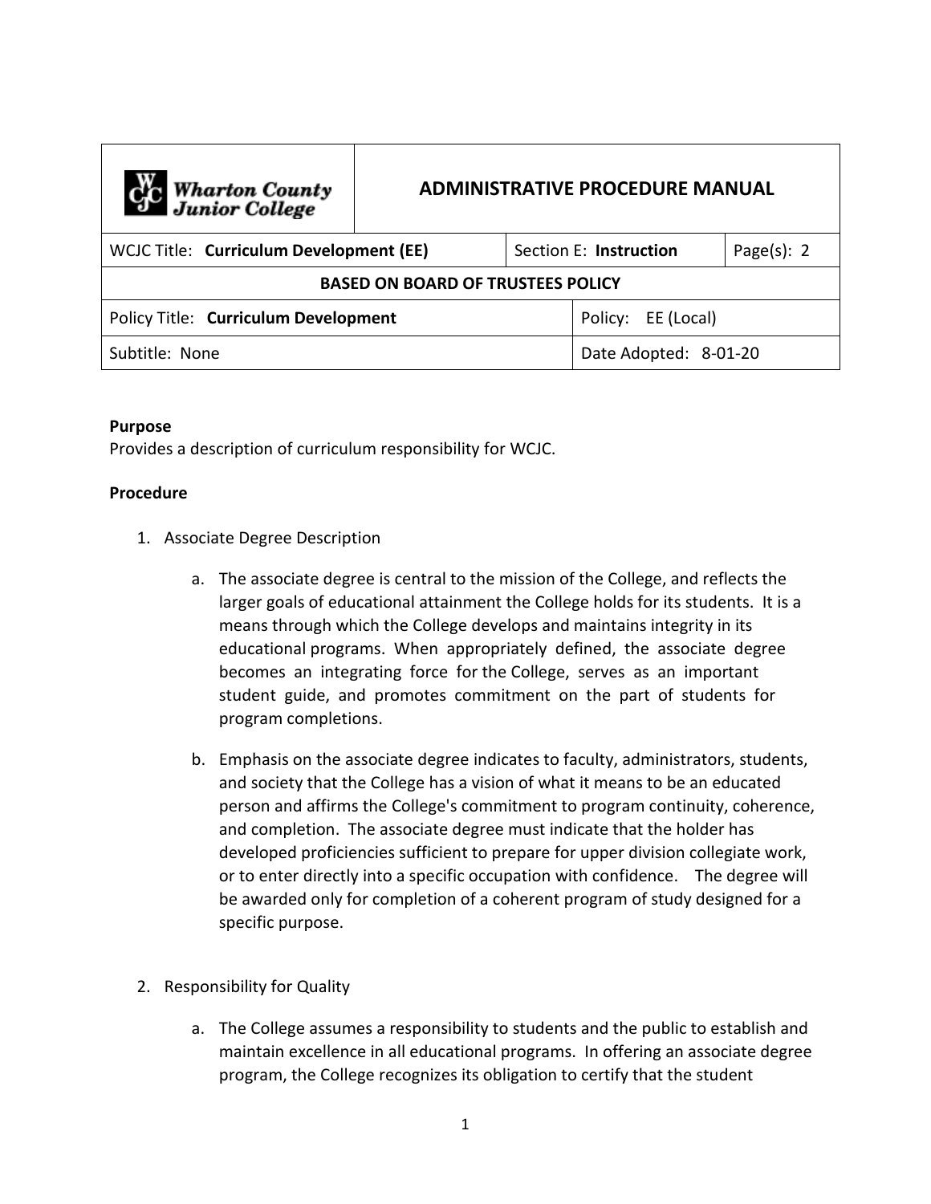| Wharton County Junior College | ADMINISTRATIVE PROCEDURE MANUAL | | |
|---|---|---|---|
| WCJC Title: **Curriculum Development (EE)** | | Section E: **Instruction** | Page(s): 2 |
| **BASED ON BOARD OF TRUSTEES POLICY** | | | |
| Policy Title: **Curriculum Development** | | Policy: EE (Local) | |
| Subtitle: None | | Date Adopted: 8-01-20 | |

**Purpose**
Provides a description of curriculum responsibility for WCJC.

**Procedure**

1. Associate Degree Description

    a. The associate degree is central to the mission of the College, and reflects the larger goals of educational attainment the College holds for its students. It is a means through which the College develops and maintains integrity in its educational programs. When appropriately defined, the associate degree becomes an integrating force for the College, serves as an important student guide, and promotes commitment on the part of students for program completions.

    b. Emphasis on the associate degree indicates to faculty, administrators, students, and society that the College has a vision of what it means to be an educated person and affirms the College's commitment to program continuity, coherence, and completion. The associate degree must indicate that the holder has developed proficiencies sufficient to prepare for upper division collegiate work, or to enter directly into a specific occupation with confidence. The degree will be awarded only for completion of a coherent program of study designed for a specific purpose.

2. Responsibility for Quality

    a. The College assumes a responsibility to students and the public to establish and maintain excellence in all educational programs. In offering an associate degree program, the College recognizes its obligation to certify that the student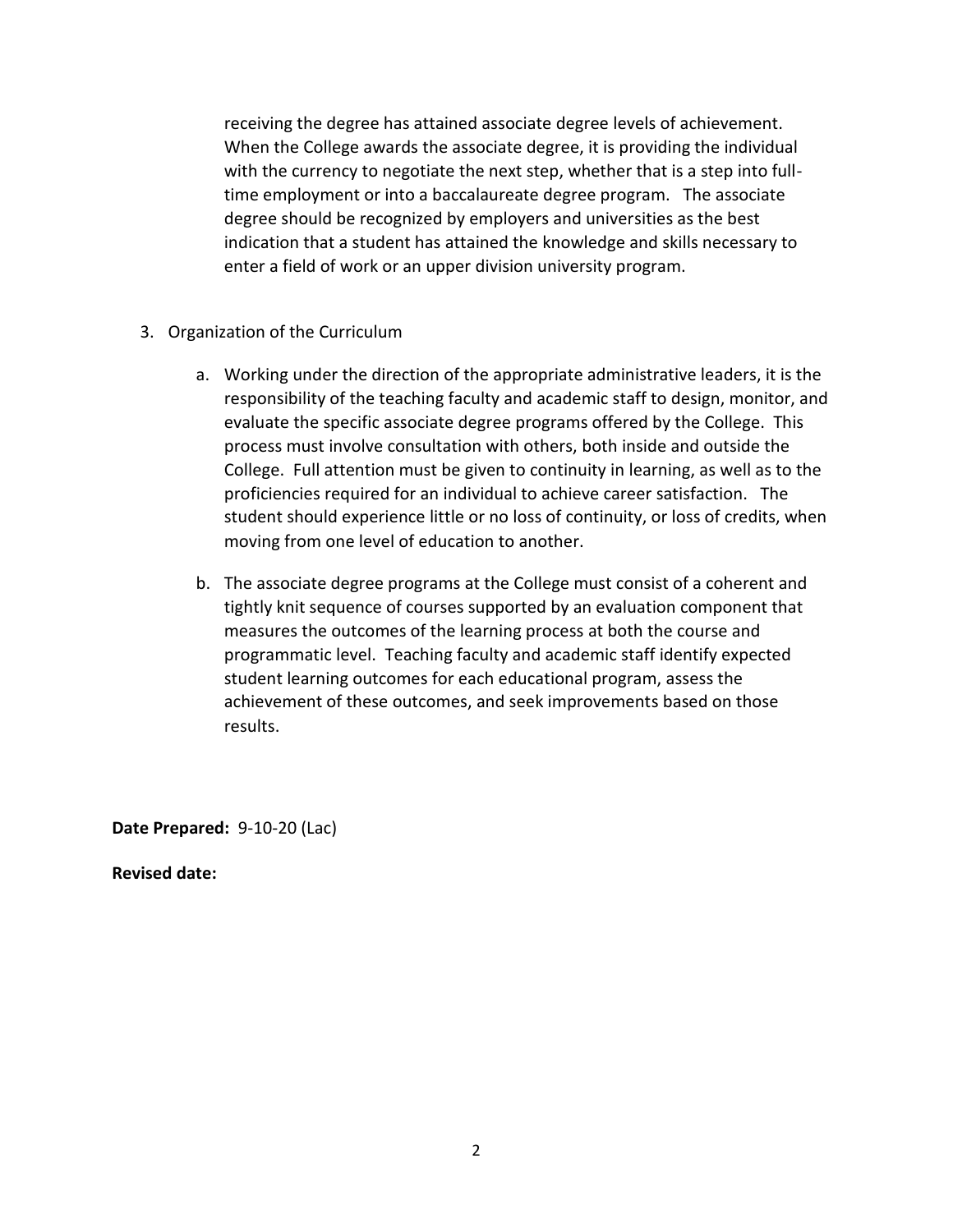receiving the degree has attained associate degree levels of achievement. When the College awards the associate degree, it is providing the individual with the currency to negotiate the next step, whether that is a step into full-time employment or into a baccalaureate degree program. The associate degree should be recognized by employers and universities as the best indication that a student has attained the knowledge and skills necessary to enter a field of work or an upper division university program.

3. Organization of the Curriculum

    a. Working under the direction of the appropriate administrative leaders, it is the responsibility of the teaching faculty and academic staff to design, monitor, and evaluate the specific associate degree programs offered by the College. This process must involve consultation with others, both inside and outside the College. Full attention must be given to continuity in learning, as well as to the proficiencies required for an individual to achieve career satisfaction. The student should experience little or no loss of continuity, or loss of credits, when moving from one level of education to another.

    b. The associate degree programs at the College must consist of a coherent and tightly knit sequence of courses supported by an evaluation component that measures the outcomes of the learning process at both the course and programmatic level. Teaching faculty and academic staff identify expected student learning outcomes for each educational program, assess the achievement of these outcomes, and seek improvements based on those results.

**Date Prepared:** 9-10-20 (Lac)

**Revised date:**